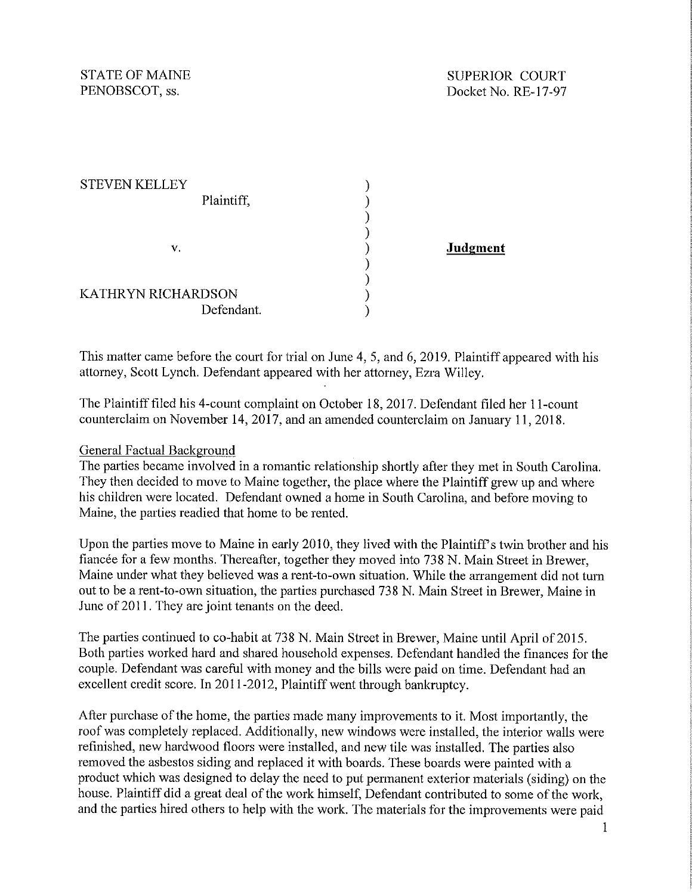STATE OF MAINE
PENOBSCOT, ss.

SUPERIOR COURT
Docket No. RE-17-97

STEVEN KELLEY
Plaintiff,

v.

KATHRYN RICHARDSON
Defendant.

**Judgment**

This matter came before the court for trial on June 4, 5, and 6, 2019. Plaintiff appeared with his attorney, Scott Lynch. Defendant appeared with her attorney, Ezra Willey.

The Plaintiff filed his 4-count complaint on October 18, 2017. Defendant filed her 11-count counterclaim on November 14, 2017, and an amended counterclaim on January 11, 2018.

General Factual Background

The parties became involved in a romantic relationship shortly after they met in South Carolina. They then decided to move to Maine together, the place where the Plaintiff grew up and where his children were located. Defendant owned a home in South Carolina, and before moving to Maine, the parties readied that home to be rented.

Upon the parties move to Maine in early 2010, they lived with the Plaintiff's twin brother and his fiancée for a few months. Thereafter, together they moved into 738 N. Main Street in Brewer, Maine under what they believed was a rent-to-own situation. While the arrangement did not turn out to be a rent-to-own situation, the parties purchased 738 N. Main Street in Brewer, Maine in June of 2011. They are joint tenants on the deed.

The parties continued to co-habit at 738 N. Main Street in Brewer, Maine until April of 2015. Both parties worked hard and shared household expenses. Defendant handled the finances for the couple. Defendant was careful with money and the bills were paid on time. Defendant had an excellent credit score. In 2011-2012, Plaintiff went through bankruptcy.

After purchase of the home, the parties made many improvements to it. Most importantly, the roof was completely replaced. Additionally, new windows were installed, the interior walls were refinished, new hardwood floors were installed, and new tile was installed. The parties also removed the asbestos siding and replaced it with boards. These boards were painted with a product which was designed to delay the need to put permanent exterior materials (siding) on the house. Plaintiff did a great deal of the work himself, Defendant contributed to some of the work, and the parties hired others to help with the work. The materials for the improvements were paid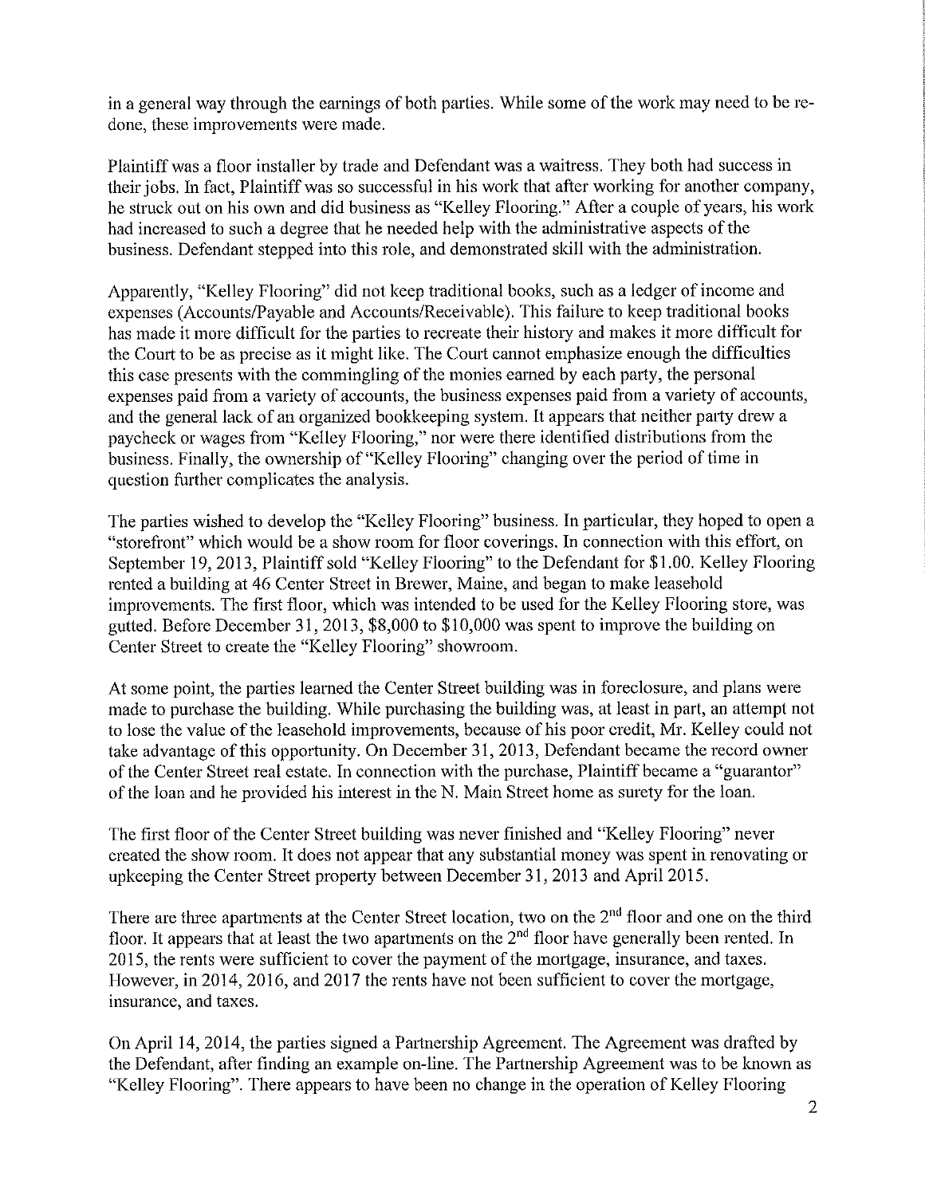in a general way through the earnings of both parties. While some of the work may need to be re-done, these improvements were made.

Plaintiff was a floor installer by trade and Defendant was a waitress. They both had success in their jobs. In fact, Plaintiff was so successful in his work that after working for another company, he struck out on his own and did business as "Kelley Flooring." After a couple of years, his work had increased to such a degree that he needed help with the administrative aspects of the business. Defendant stepped into this role, and demonstrated skill with the administration.

Apparently, "Kelley Flooring" did not keep traditional books, such as a ledger of income and expenses (Accounts/Payable and Accounts/Receivable). This failure to keep traditional books has made it more difficult for the parties to recreate their history and makes it more difficult for the Court to be as precise as it might like. The Court cannot emphasize enough the difficulties this case presents with the commingling of the monies earned by each party, the personal expenses paid from a variety of accounts, the business expenses paid from a variety of accounts, and the general lack of an organized bookkeeping system. It appears that neither party drew a paycheck or wages from "Kelley Flooring," nor were there identified distributions from the business. Finally, the ownership of "Kelley Flooring" changing over the period of time in question further complicates the analysis.

The parties wished to develop the "Kelley Flooring" business. In particular, they hoped to open a "storefront" which would be a show room for floor coverings. In connection with this effort, on September 19, 2013, Plaintiff sold "Kelley Flooring" to the Defendant for $1.00. Kelley Flooring rented a building at 46 Center Street in Brewer, Maine, and began to make leasehold improvements. The first floor, which was intended to be used for the Kelley Flooring store, was gutted. Before December 31, 2013, $8,000 to $10,000 was spent to improve the building on Center Street to create the "Kelley Flooring" showroom.

At some point, the parties learned the Center Street building was in foreclosure, and plans were made to purchase the building. While purchasing the building was, at least in part, an attempt not to lose the value of the leasehold improvements, because of his poor credit, Mr. Kelley could not take advantage of this opportunity. On December 31, 2013, Defendant became the record owner of the Center Street real estate. In connection with the purchase, Plaintiff became a "guarantor" of the loan and he provided his interest in the N. Main Street home as surety for the loan.

The first floor of the Center Street building was never finished and "Kelley Flooring" never created the show room. It does not appear that any substantial money was spent in renovating or upkeeping the Center Street property between December 31, 2013 and April 2015.

There are three apartments at the Center Street location, two on the 2nd floor and one on the third floor. It appears that at least the two apartments on the 2nd floor have generally been rented. In 2015, the rents were sufficient to cover the payment of the mortgage, insurance, and taxes. However, in 2014, 2016, and 2017 the rents have not been sufficient to cover the mortgage, insurance, and taxes.

On April 14, 2014, the parties signed a Partnership Agreement. The Agreement was drafted by the Defendant, after finding an example on-line. The Partnership Agreement was to be known as "Kelley Flooring". There appears to have been no change in the operation of Kelley Flooring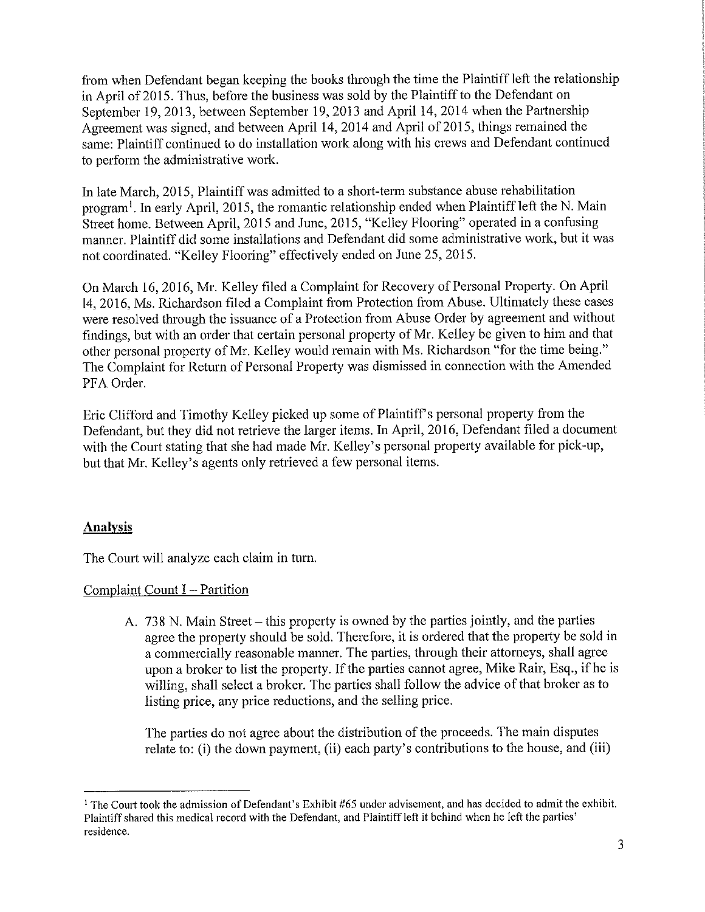from when Defendant began keeping the books through the time the Plaintiff left the relationship in April of 2015. Thus, before the business was sold by the Plaintiff to the Defendant on September 19, 2013, between September 19, 2013 and April 14, 2014 when the Partnership Agreement was signed, and between April 14, 2014 and April of 2015, things remained the same: Plaintiff continued to do installation work along with his crews and Defendant continued to perform the administrative work.

In late March, 2015, Plaintiff was admitted to a short-term substance abuse rehabilitation program[1]. In early April, 2015, the romantic relationship ended when Plaintiff left the N. Main Street home. Between April, 2015 and June, 2015, "Kelley Flooring" operated in a confusing manner. Plaintiff did some installations and Defendant did some administrative work, but it was not coordinated. "Kelley Flooring" effectively ended on June 25, 2015.

On March 16, 2016, Mr. Kelley filed a Complaint for Recovery of Personal Property. On April 14, 2016, Ms. Richardson filed a Complaint from Protection from Abuse. Ultimately these cases were resolved through the issuance of a Protection from Abuse Order by agreement and without findings, but with an order that certain personal property of Mr. Kelley be given to him and that other personal property of Mr. Kelley would remain with Ms. Richardson "for the time being." The Complaint for Return of Personal Property was dismissed in connection with the Amended PFA Order.

Eric Clifford and Timothy Kelley picked up some of Plaintiff's personal property from the Defendant, but they did not retrieve the larger items. In April, 2016, Defendant filed a document with the Court stating that she had made Mr. Kelley's personal property available for pick-up, but that Mr. Kelley's agents only retrieved a few personal items.

## Analysis

The Court will analyze each claim in turn.

Complaint Count I – Partition

A. 738 N. Main Street – this property is owned by the parties jointly, and the parties agree the property should be sold. Therefore, it is ordered that the property be sold in a commercially reasonable manner. The parties, through their attorneys, shall agree upon a broker to list the property. If the parties cannot agree, Mike Rair, Esq., if he is willing, shall select a broker. The parties shall follow the advice of that broker as to listing price, any price reductions, and the selling price.

   The parties do not agree about the distribution of the proceeds. The main disputes relate to: (i) the down payment, (ii) each party's contributions to the house, and (iii)

---

[1] The Court took the admission of Defendant's Exhibit #65 under advisement, and has decided to admit the exhibit. Plaintiff shared this medical record with the Defendant, and Plaintiff left it behind when he left the parties' residence.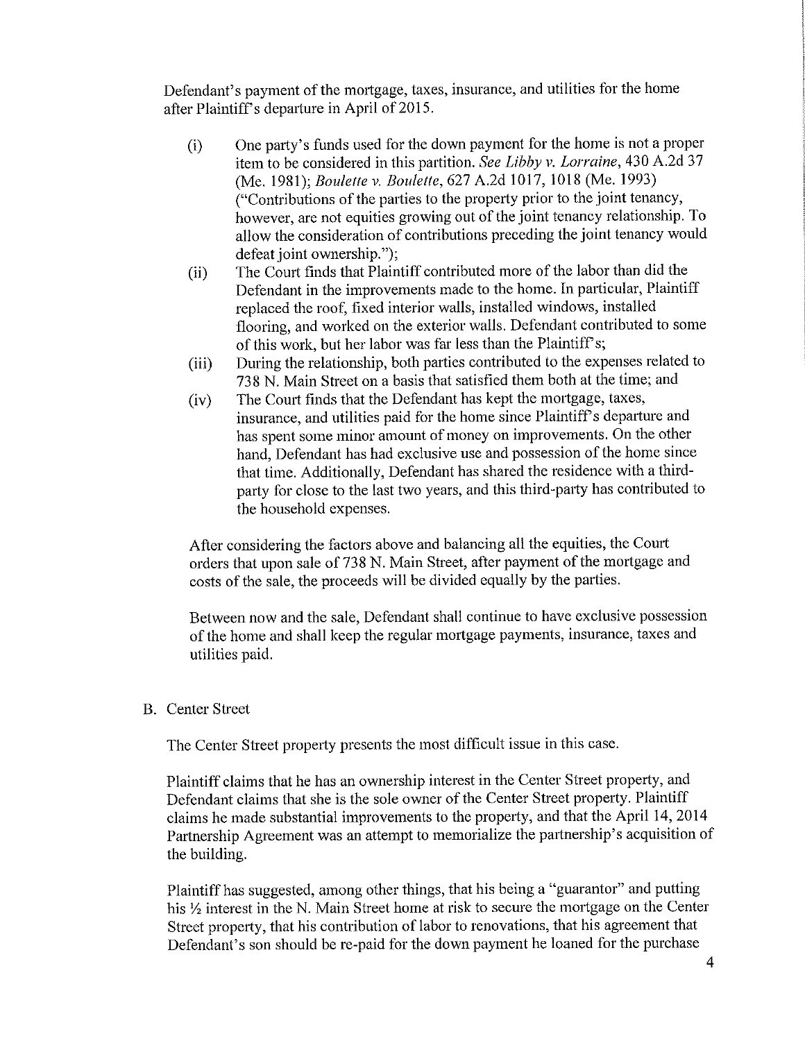Defendant's payment of the mortgage, taxes, insurance, and utilities for the home after Plaintiff's departure in April of 2015.

(i) One party's funds used for the down payment for the home is not a proper item to be considered in this partition. *See Libby v. Lorraine*, 430 A.2d 37 (Me. 1981); *Boulette v. Boulette*, 627 A.2d 1017, 1018 (Me. 1993) ("Contributions of the parties to the property prior to the joint tenancy, however, are not equities growing out of the joint tenancy relationship. To allow the consideration of contributions preceding the joint tenancy would defeat joint ownership.");

(ii) The Court finds that Plaintiff contributed more of the labor than did the Defendant in the improvements made to the home. In particular, Plaintiff replaced the roof, fixed interior walls, installed windows, installed flooring, and worked on the exterior walls. Defendant contributed to some of this work, but her labor was far less than the Plaintiff's;

(iii) During the relationship, both parties contributed to the expenses related to 738 N. Main Street on a basis that satisfied them both at the time; and

(iv) The Court finds that the Defendant has kept the mortgage, taxes, insurance, and utilities paid for the home since Plaintiff's departure and has spent some minor amount of money on improvements. On the other hand, Defendant has had exclusive use and possession of the home since that time. Additionally, Defendant has shared the residence with a third-party for close to the last two years, and this third-party has contributed to the household expenses.

After considering the factors above and balancing all the equities, the Court orders that upon sale of 738 N. Main Street, after payment of the mortgage and costs of the sale, the proceeds will be divided equally by the parties.

Between now and the sale, Defendant shall continue to have exclusive possession of the home and shall keep the regular mortgage payments, insurance, taxes and utilities paid.

B. Center Street

The Center Street property presents the most difficult issue in this case.

Plaintiff claims that he has an ownership interest in the Center Street property, and Defendant claims that she is the sole owner of the Center Street property. Plaintiff claims he made substantial improvements to the property, and that the April 14, 2014 Partnership Agreement was an attempt to memorialize the partnership's acquisition of the building.

Plaintiff has suggested, among other things, that his being a "guarantor" and putting his ½ interest in the N. Main Street home at risk to secure the mortgage on the Center Street property, that his contribution of labor to renovations, that his agreement that Defendant's son should be re-paid for the down payment he loaned for the purchase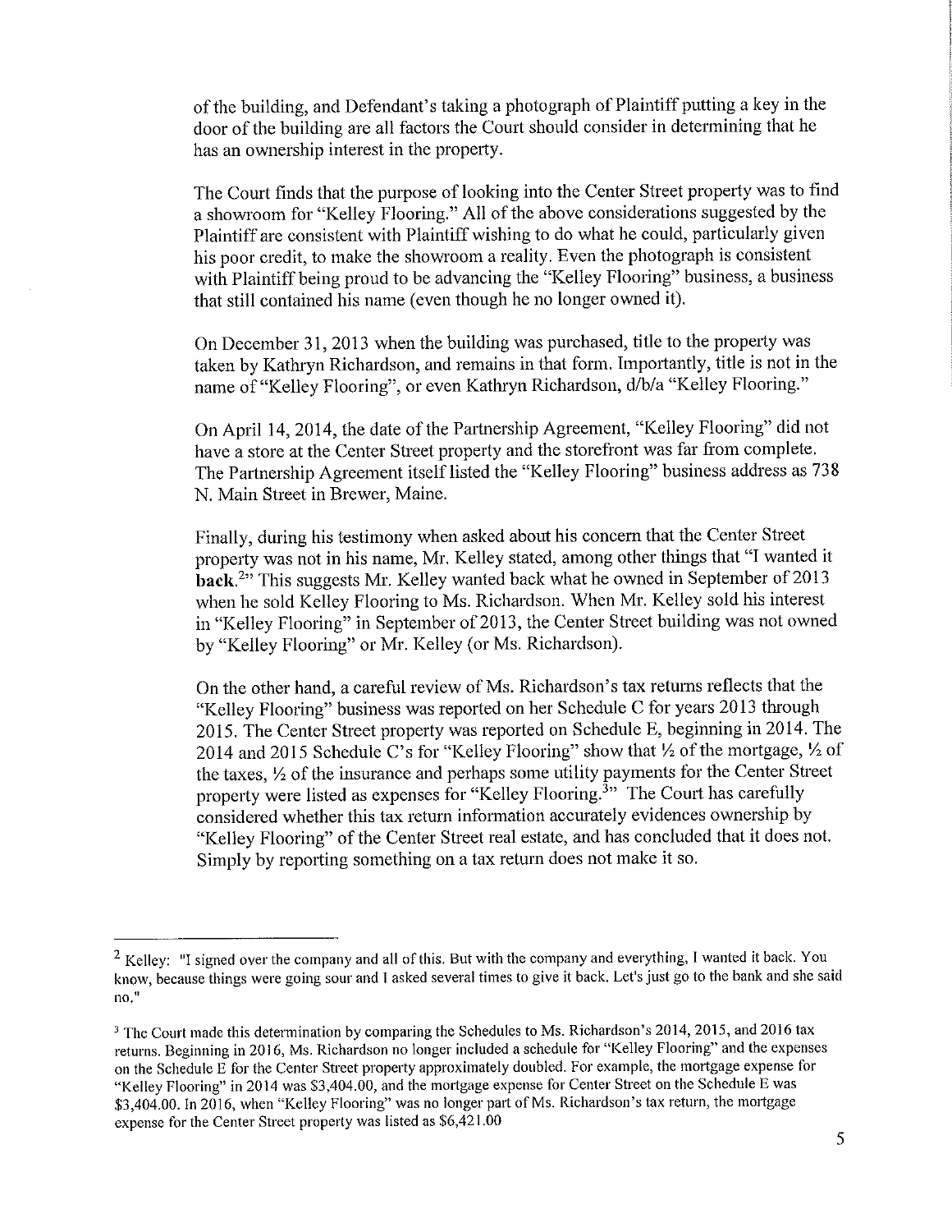of the building, and Defendant's taking a photograph of Plaintiff putting a key in the door of the building are all factors the Court should consider in determining that he has an ownership interest in the property.

The Court finds that the purpose of looking into the Center Street property was to find a showroom for "Kelley Flooring." All of the above considerations suggested by the Plaintiff are consistent with Plaintiff wishing to do what he could, particularly given his poor credit, to make the showroom a reality. Even the photograph is consistent with Plaintiff being proud to be advancing the "Kelley Flooring" business, a business that still contained his name (even though he no longer owned it).

On December 31, 2013 when the building was purchased, title to the property was taken by Kathryn Richardson, and remains in that form. Importantly, title is not in the name of "Kelley Flooring", or even Kathryn Richardson, d/b/a "Kelley Flooring."

On April 14, 2014, the date of the Partnership Agreement, "Kelley Flooring" did not have a store at the Center Street property and the storefront was far from complete. The Partnership Agreement itself listed the "Kelley Flooring" business address as 738 N. Main Street in Brewer, Maine.

Finally, during his testimony when asked about his concern that the Center Street property was not in his name, Mr. Kelley stated, among other things that "I wanted it **back**.[2]" This suggests Mr. Kelley wanted back what he owned in September of 2013 when he sold Kelley Flooring to Ms. Richardson. When Mr. Kelley sold his interest in "Kelley Flooring" in September of 2013, the Center Street building was not owned by "Kelley Flooring" or Mr. Kelley (or Ms. Richardson).

On the other hand, a careful review of Ms. Richardson's tax returns reflects that the "Kelley Flooring" business was reported on her Schedule C for years 2013 through 2015. The Center Street property was reported on Schedule E, beginning in 2014. The 2014 and 2015 Schedule C's for "Kelley Flooring" show that ½ of the mortgage, ½ of the taxes, ½ of the insurance and perhaps some utility payments for the Center Street property were listed as expenses for "Kelley Flooring.[3]" The Court has carefully considered whether this tax return information accurately evidences ownership by "Kelley Flooring" of the Center Street real estate, and has concluded that it does not. Simply by reporting something on a tax return does not make it so.

---

[2] Kelley: "I signed over the company and all of this. But with the company and everything, I wanted it back. You know, because things were going sour and I asked several times to give it back. Let's just go to the bank and she said no."

[3] The Court made this determination by comparing the Schedules to Ms. Richardson's 2014, 2015, and 2016 tax returns. Beginning in 2016, Ms. Richardson no longer included a schedule for "Kelley Flooring" and the expenses on the Schedule E for the Center Street property approximately doubled. For example, the mortgage expense for "Kelley Flooring" in 2014 was $3,404.00, and the mortgage expense for Center Street on the Schedule E was $3,404.00. In 2016, when "Kelley Flooring" was no longer part of Ms. Richardson's tax return, the mortgage expense for the Center Street property was listed as $6,421.00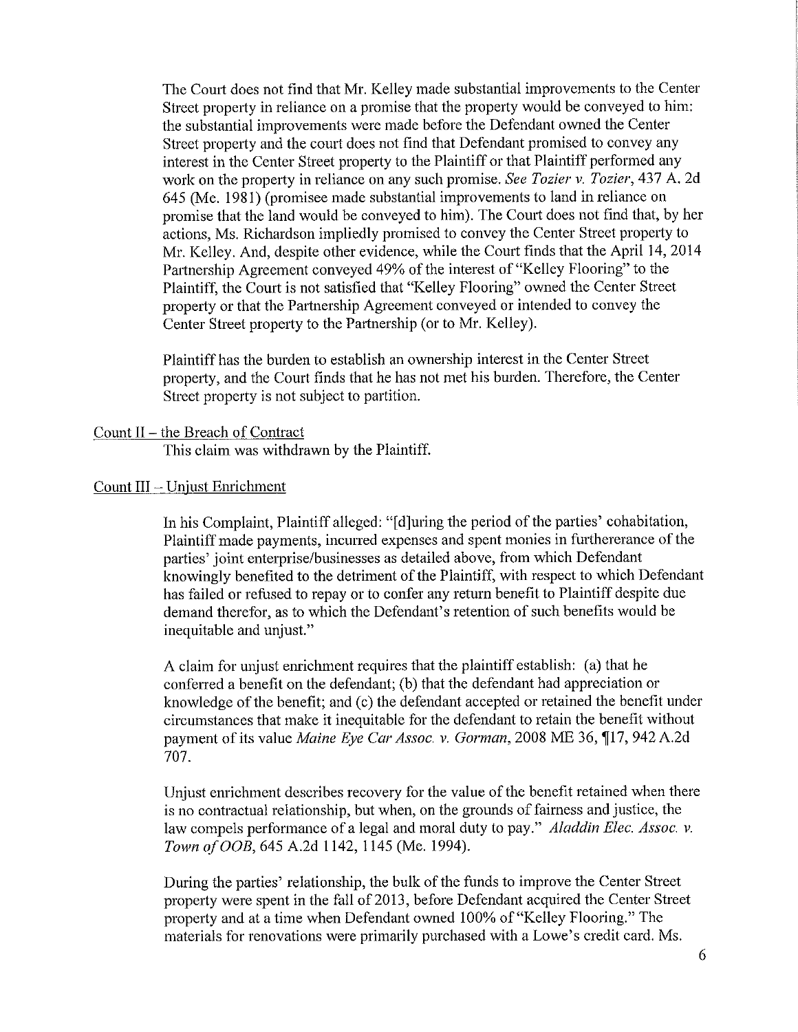The Court does not find that Mr. Kelley made substantial improvements to the Center Street property in reliance on a promise that the property would be conveyed to him: the substantial improvements were made before the Defendant owned the Center Street property and the court does not find that Defendant promised to convey any interest in the Center Street property to the Plaintiff or that Plaintiff performed any work on the property in reliance on any such promise. *See Tozier v. Tozier*, 437 A. 2d 645 (Me. 1981) (promisee made substantial improvements to land in reliance on promise that the land would be conveyed to him). The Court does not find that, by her actions, Ms. Richardson impliedly promised to convey the Center Street property to Mr. Kelley. And, despite other evidence, while the Court finds that the April 14, 2014 Partnership Agreement conveyed 49% of the interest of "Kelley Flooring" to the Plaintiff, the Court is not satisfied that "Kelley Flooring" owned the Center Street property or that the Partnership Agreement conveyed or intended to convey the Center Street property to the Partnership (or to Mr. Kelley).

Plaintiff has the burden to establish an ownership interest in the Center Street property, and the Court finds that he has not met his burden. Therefore, the Center Street property is not subject to partition.

<u>Count II – the Breach of Contract</u>

This claim was withdrawn by the Plaintiff.

<u>Count III – Unjust Enrichment</u>

In his Complaint, Plaintiff alleged: "[d]uring the period of the parties' cohabitation, Plaintiff made payments, incurred expenses and spent monies in furthererance of the parties' joint enterprise/businesses as detailed above, from which Defendant knowingly benefited to the detriment of the Plaintiff, with respect to which Defendant has failed or refused to repay or to confer any return benefit to Plaintiff despite due demand therefor, as to which the Defendant's retention of such benefits would be inequitable and unjust."

A claim for unjust enrichment requires that the plaintiff establish: (a) that he conferred a benefit on the defendant; (b) that the defendant had appreciation or knowledge of the benefit; and (c) the defendant accepted or retained the benefit under circumstances that make it inequitable for the defendant to retain the benefit without payment of its value *Maine Eye Car Assoc. v. Gorman*, 2008 ME 36, ¶17, 942 A.2d 707.

Unjust enrichment describes recovery for the value of the benefit retained when there is no contractual relationship, but when, on the grounds of fairness and justice, the law compels performance of a legal and moral duty to pay." *Aladdin Elec. Assoc. v. Town of OOB*, 645 A.2d 1142, 1145 (Me. 1994).

During the parties' relationship, the bulk of the funds to improve the Center Street property were spent in the fall of 2013, before Defendant acquired the Center Street property and at a time when Defendant owned 100% of "Kelley Flooring." The materials for renovations were primarily purchased with a Lowe's credit card. Ms.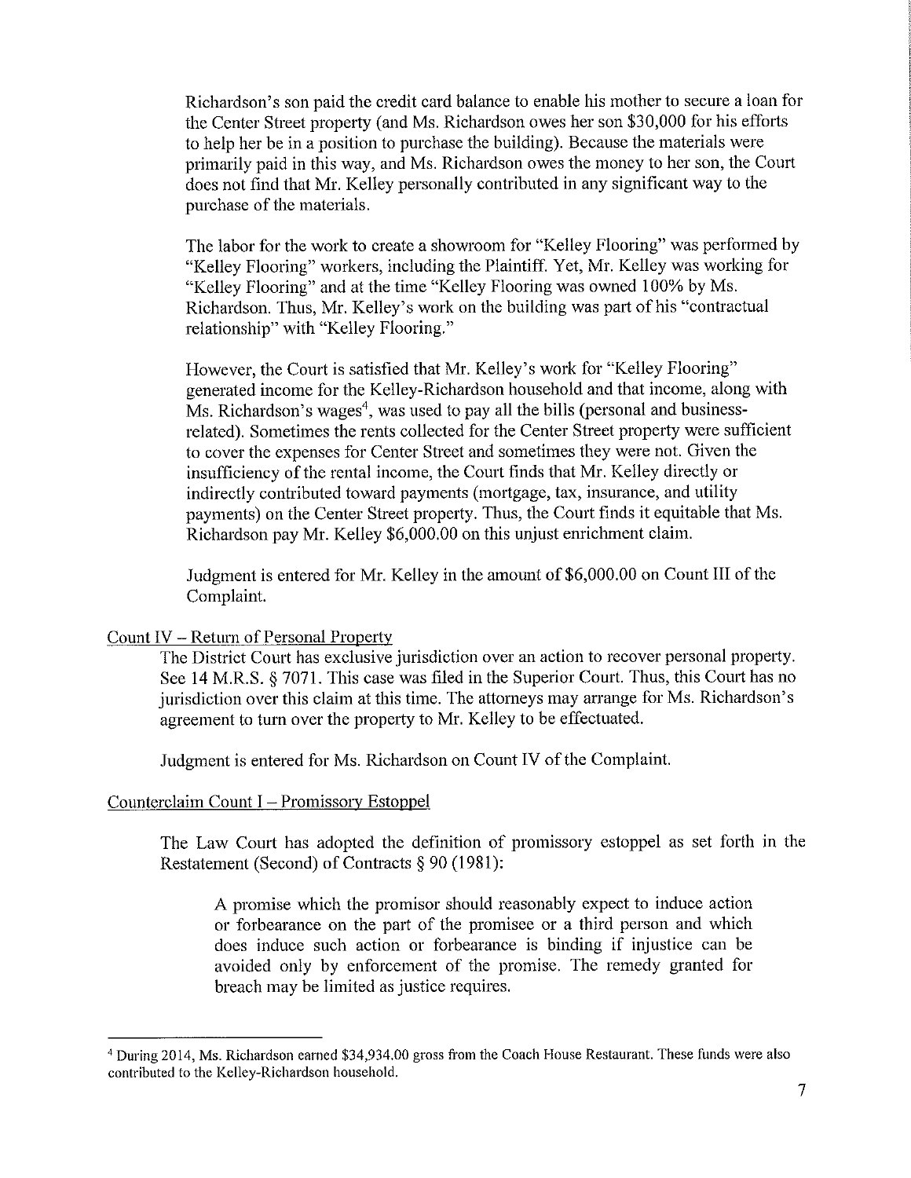Richardson's son paid the credit card balance to enable his mother to secure a loan for the Center Street property (and Ms. Richardson owes her son $30,000 for his efforts to help her be in a position to purchase the building). Because the materials were primarily paid in this way, and Ms. Richardson owes the money to her son, the Court does not find that Mr. Kelley personally contributed in any significant way to the purchase of the materials.

The labor for the work to create a showroom for "Kelley Flooring" was performed by "Kelley Flooring" workers, including the Plaintiff. Yet, Mr. Kelley was working for "Kelley Flooring" and at the time "Kelley Flooring was owned 100% by Ms. Richardson. Thus, Mr. Kelley's work on the building was part of his "contractual relationship" with "Kelley Flooring."

However, the Court is satisfied that Mr. Kelley's work for "Kelley Flooring" generated income for the Kelley-Richardson household and that income, along with Ms. Richardson's wages[4], was used to pay all the bills (personal and business-related). Sometimes the rents collected for the Center Street property were sufficient to cover the expenses for Center Street and sometimes they were not. Given the insufficiency of the rental income, the Court finds that Mr. Kelley directly or indirectly contributed toward payments (mortgage, tax, insurance, and utility payments) on the Center Street property. Thus, the Court finds it equitable that Ms. Richardson pay Mr. Kelley $6,000.00 on this unjust enrichment claim.

Judgment is entered for Mr. Kelley in the amount of $6,000.00 on Count III of the Complaint.

<u>Count IV – Return of Personal Property</u>

The District Court has exclusive jurisdiction over an action to recover personal property. See 14 M.R.S. § 7071. This case was filed in the Superior Court. Thus, this Court has no jurisdiction over this claim at this time. The attorneys may arrange for Ms. Richardson's agreement to turn over the property to Mr. Kelley to be effectuated.

Judgment is entered for Ms. Richardson on Count IV of the Complaint.

<u>Counterclaim Count I – Promissory Estoppel</u>

The Law Court has adopted the definition of promissory estoppel as set forth in the Restatement (Second) of Contracts § 90 (1981):

> A promise which the promisor should reasonably expect to induce action or forbearance on the part of the promisee or a third person and which does induce such action or forbearance is binding if injustice can be avoided only by enforcement of the promise. The remedy granted for breach may be limited as justice requires.

---

[4] During 2014, Ms. Richardson earned $34,934.00 gross from the Coach House Restaurant. These funds were also contributed to the Kelley-Richardson household.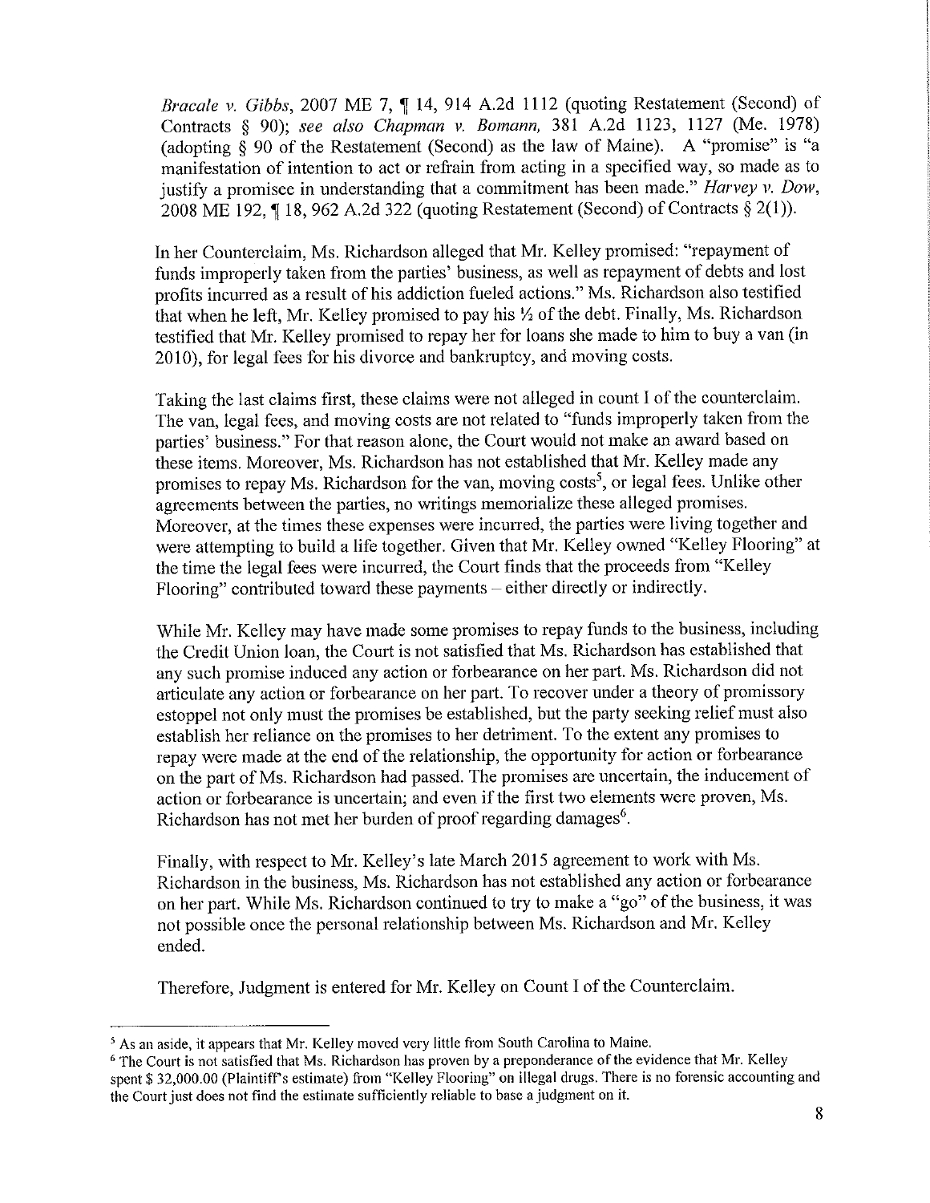*Bracale v. Gibbs*, 2007 ME 7, ¶ 14, 914 A.2d 1112 (quoting Restatement (Second) of Contracts § 90); *see also Chapman v. Bomann,* 381 A.2d 1123, 1127 (Me. 1978) (adopting § 90 of the Restatement (Second) as the law of Maine). A "promise" is "a manifestation of intention to act or refrain from acting in a specified way, so made as to justify a promisee in understanding that a commitment has been made." *Harvey v. Dow*, 2008 ME 192, ¶ 18, 962 A.2d 322 (quoting Restatement (Second) of Contracts § 2(1)).

In her Counterclaim, Ms. Richardson alleged that Mr. Kelley promised: "repayment of funds improperly taken from the parties' business, as well as repayment of debts and lost profits incurred as a result of his addiction fueled actions." Ms. Richardson also testified that when he left, Mr. Kelley promised to pay his ½ of the debt. Finally, Ms. Richardson testified that Mr. Kelley promised to repay her for loans she made to him to buy a van (in 2010), for legal fees for his divorce and bankruptcy, and moving costs.

Taking the last claims first, these claims were not alleged in count I of the counterclaim. The van, legal fees, and moving costs are not related to "funds improperly taken from the parties' business." For that reason alone, the Court would not make an award based on these items. Moreover, Ms. Richardson has not established that Mr. Kelley made any promises to repay Ms. Richardson for the van, moving costs[5], or legal fees. Unlike other agreements between the parties, no writings memorialize these alleged promises. Moreover, at the times these expenses were incurred, the parties were living together and were attempting to build a life together. Given that Mr. Kelley owned "Kelley Flooring" at the time the legal fees were incurred, the Court finds that the proceeds from "Kelley Flooring" contributed toward these payments – either directly or indirectly.

While Mr. Kelley may have made some promises to repay funds to the business, including the Credit Union loan, the Court is not satisfied that Ms. Richardson has established that any such promise induced any action or forbearance on her part. Ms. Richardson did not articulate any action or forbearance on her part. To recover under a theory of promissory estoppel not only must the promises be established, but the party seeking relief must also establish her reliance on the promises to her detriment. To the extent any promises to repay were made at the end of the relationship, the opportunity for action or forbearance on the part of Ms. Richardson had passed. The promises are uncertain, the inducement of action or forbearance is uncertain; and even if the first two elements were proven, Ms. Richardson has not met her burden of proof regarding damages[6].

Finally, with respect to Mr. Kelley's late March 2015 agreement to work with Ms. Richardson in the business, Ms. Richardson has not established any action or forbearance on her part. While Ms. Richardson continued to try to make a "go" of the business, it was not possible once the personal relationship between Ms. Richardson and Mr. Kelley ended.

Therefore, Judgment is entered for Mr. Kelley on Count I of the Counterclaim.

---

[5] As an aside, it appears that Mr. Kelley moved very little from South Carolina to Maine.

[6] The Court is not satisfied that Ms. Richardson has proven by a preponderance of the evidence that Mr. Kelley spent $ 32,000.00 (Plaintiff's estimate) from "Kelley Flooring" on illegal drugs. There is no forensic accounting and the Court just does not find the estimate sufficiently reliable to base a judgment on it.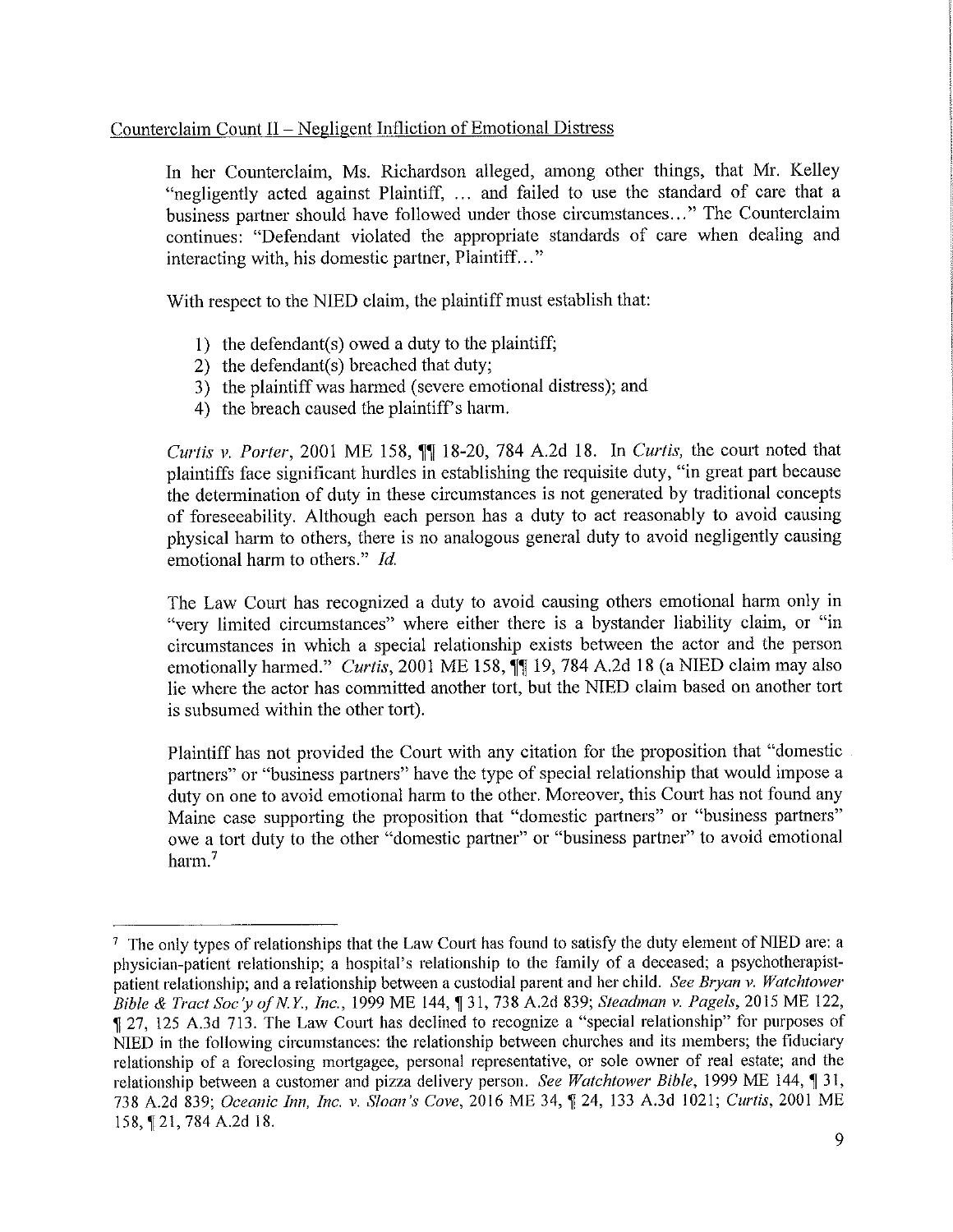Counterclaim Count II – Negligent Infliction of Emotional Distress

In her Counterclaim, Ms. Richardson alleged, among other things, that Mr. Kelley "negligently acted against Plaintiff, ... and failed to use the standard of care that a business partner should have followed under those circumstances..." The Counterclaim continues: "Defendant violated the appropriate standards of care when dealing and interacting with, his domestic partner, Plaintiff..."

With respect to the NIED claim, the plaintiff must establish that:

1) the defendant(s) owed a duty to the plaintiff;
2) the defendant(s) breached that duty;
3) the plaintiff was harmed (severe emotional distress); and
4) the breach caused the plaintiff's harm.

*Curtis v. Porter*, 2001 ME 158, ¶¶ 18-20, 784 A.2d 18. In *Curtis,* the court noted that plaintiffs face significant hurdles in establishing the requisite duty, "in great part because the determination of duty in these circumstances is not generated by traditional concepts of foreseeability. Although each person has a duty to act reasonably to avoid causing physical harm to others, there is no analogous general duty to avoid negligently causing emotional harm to others." *Id.*

The Law Court has recognized a duty to avoid causing others emotional harm only in "very limited circumstances" where either there is a bystander liability claim, or "in circumstances in which a special relationship exists between the actor and the person emotionally harmed." *Curtis*, 2001 ME 158, ¶¶ 19, 784 A.2d 18 (a NIED claim may also lie where the actor has committed another tort, but the NIED claim based on another tort is subsumed within the other tort).

Plaintiff has not provided the Court with any citation for the proposition that "domestic partners" or "business partners" have the type of special relationship that would impose a duty on one to avoid emotional harm to the other. Moreover, this Court has not found any Maine case supporting the proposition that "domestic partners" or "business partners" owe a tort duty to the other "domestic partner" or "business partner" to avoid emotional harm.[7]

---

[7] The only types of relationships that the Law Court has found to satisfy the duty element of NIED are: a physician-patient relationship; a hospital's relationship to the family of a deceased; a psychotherapist-patient relationship; and a relationship between a custodial parent and her child. *See Bryan v. Watchtower Bible & Tract Soc'y of N.Y., Inc.*, 1999 ME 144, ¶ 31, 738 A.2d 839; *Steadman v. Pagels*, 2015 ME 122, ¶ 27, 125 A.3d 713. The Law Court has declined to recognize a "special relationship" for purposes of NIED in the following circumstances: the relationship between churches and its members; the fiduciary relationship of a foreclosing mortgagee, personal representative, or sole owner of real estate; and the relationship between a customer and pizza delivery person. *See Watchtower Bible*, 1999 ME 144, ¶ 31, 738 A.2d 839; *Oceanic Inn, Inc. v. Sloan's Cove*, 2016 ME 34, ¶ 24, 133 A.3d 1021; *Curtis*, 2001 ME 158, ¶ 21, 784 A.2d 18.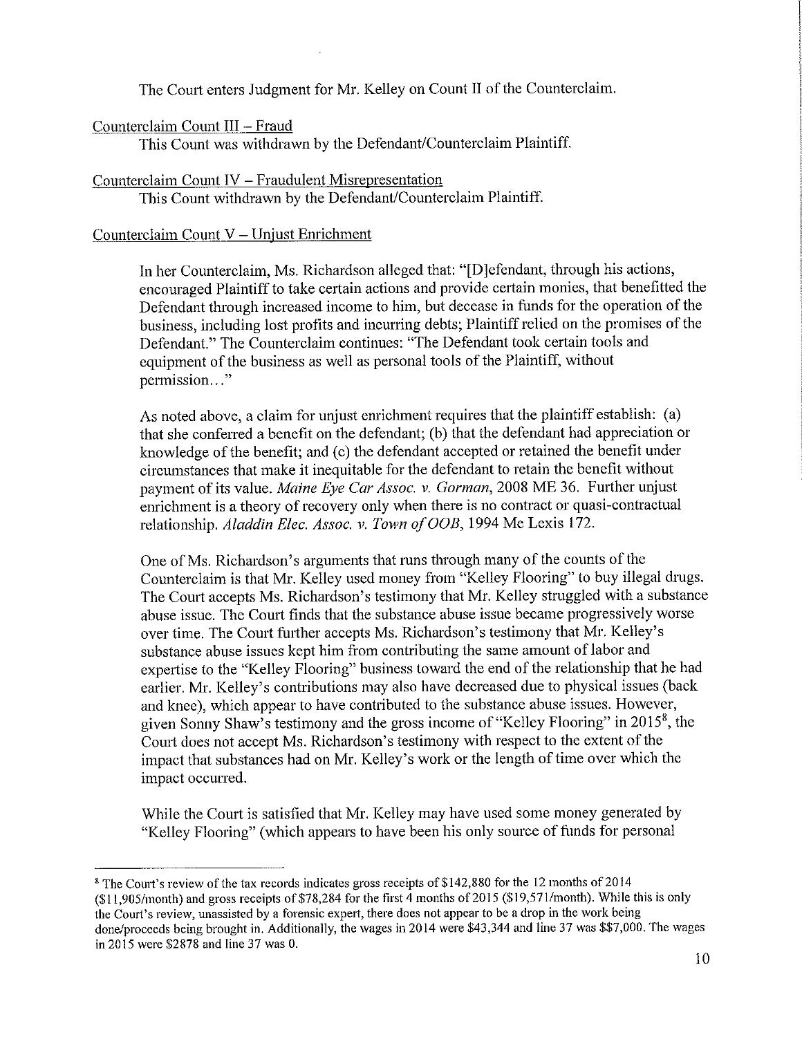The Court enters Judgment for Mr. Kelley on Count II of the Counterclaim.

Counterclaim Count III – Fraud

This Count was withdrawn by the Defendant/Counterclaim Plaintiff.

Counterclaim Count IV – Fraudulent Misrepresentation

This Count withdrawn by the Defendant/Counterclaim Plaintiff.

Counterclaim Count V – Unjust Enrichment

In her Counterclaim, Ms. Richardson alleged that: "[D]efendant, through his actions, encouraged Plaintiff to take certain actions and provide certain monies, that benefitted the Defendant through increased income to him, but decease in funds for the operation of the business, including lost profits and incurring debts; Plaintiff relied on the promises of the Defendant." The Counterclaim continues: "The Defendant took certain tools and equipment of the business as well as personal tools of the Plaintiff, without permission…"

As noted above, a claim for unjust enrichment requires that the plaintiff establish: (a) that she conferred a benefit on the defendant; (b) that the defendant had appreciation or knowledge of the benefit; and (c) the defendant accepted or retained the benefit under circumstances that make it inequitable for the defendant to retain the benefit without payment of its value. *Maine Eye Car Assoc. v. Gorman*, 2008 ME 36. Further unjust enrichment is a theory of recovery only when there is no contract or quasi-contractual relationship. *Aladdin Elec. Assoc. v. Town of OOB*, 1994 Me Lexis 172.

One of Ms. Richardson's arguments that runs through many of the counts of the Counterclaim is that Mr. Kelley used money from "Kelley Flooring" to buy illegal drugs. The Court accepts Ms. Richardson's testimony that Mr. Kelley struggled with a substance abuse issue. The Court finds that the substance abuse issue became progressively worse over time. The Court further accepts Ms. Richardson's testimony that Mr. Kelley's substance abuse issues kept him from contributing the same amount of labor and expertise to the "Kelley Flooring" business toward the end of the relationship that he had earlier. Mr. Kelley's contributions may also have decreased due to physical issues (back and knee), which appear to have contributed to the substance abuse issues. However, given Sonny Shaw's testimony and the gross income of "Kelley Flooring" in 2015[8], the Court does not accept Ms. Richardson's testimony with respect to the extent of the impact that substances had on Mr. Kelley's work or the length of time over which the impact occurred.

While the Court is satisfied that Mr. Kelley may have used some money generated by "Kelley Flooring" (which appears to have been his only source of funds for personal

---

[8] The Court's review of the tax records indicates gross receipts of $142,880 for the 12 months of 2014 ($11,905/month) and gross receipts of $78,284 for the first 4 months of 2015 ($19,571/month). While this is only the Court's review, unassisted by a forensic expert, there does not appear to be a drop in the work being done/proceeds being brought in. Additionally, the wages in 2014 were $43,344 and line 37 was $$7,000. The wages in 2015 were $2878 and line 37 was 0.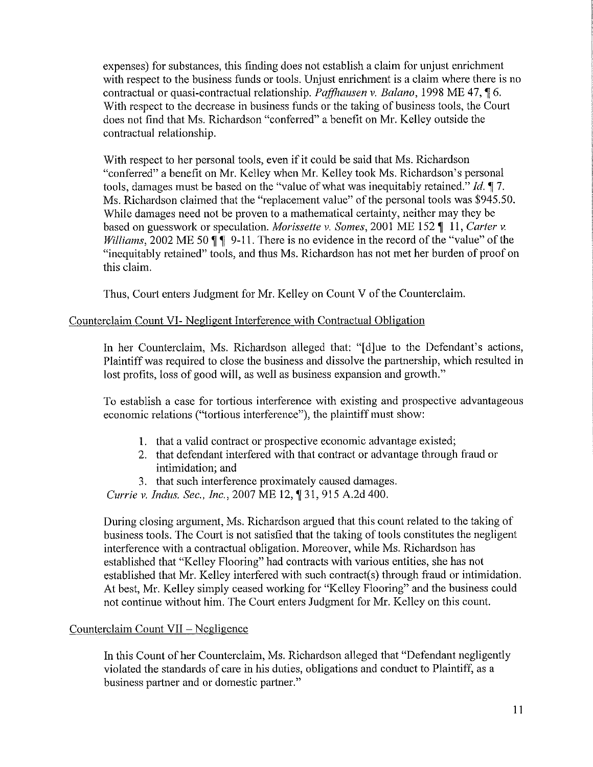expenses) for substances, this finding does not establish a claim for unjust enrichment with respect to the business funds or tools. Unjust enrichment is a claim where there is no contractual or quasi-contractual relationship. *Paffhausen v. Balano*, 1998 ME 47, ¶ 6. With respect to the decrease in business funds or the taking of business tools, the Court does not find that Ms. Richardson "conferred" a benefit on Mr. Kelley outside the contractual relationship.

With respect to her personal tools, even if it could be said that Ms. Richardson "conferred" a benefit on Mr. Kelley when Mr. Kelley took Ms. Richardson's personal tools, damages must be based on the "value of what was inequitably retained." *Id.* ¶ 7. Ms. Richardson claimed that the "replacement value" of the personal tools was $945.50. While damages need not be proven to a mathematical certainty, neither may they be based on guesswork or speculation. *Morissette v. Somes*, 2001 ME 152 ¶ 11, *Carter v. Williams*, 2002 ME 50 ¶ ¶ 9-11. There is no evidence in the record of the "value" of the "inequitably retained" tools, and thus Ms. Richardson has not met her burden of proof on this claim.

Thus, Court enters Judgment for Mr. Kelley on Count V of the Counterclaim.

Counterclaim Count VI- Negligent Interference with Contractual Obligation

In her Counterclaim, Ms. Richardson alleged that: "[d]ue to the Defendant's actions, Plaintiff was required to close the business and dissolve the partnership, which resulted in lost profits, loss of good will, as well as business expansion and growth."

To establish a case for tortious interference with existing and prospective advantageous economic relations ("tortious interference"), the plaintiff must show:

1. that a valid contract or prospective economic advantage existed;
2. that defendant interfered with that contract or advantage through fraud or intimidation; and
3. that such interference proximately caused damages.

*Currie v. Indus. Sec., Inc.*, 2007 ME 12, ¶ 31, 915 A.2d 400.

During closing argument, Ms. Richardson argued that this count related to the taking of business tools. The Court is not satisfied that the taking of tools constitutes the negligent interference with a contractual obligation. Moreover, while Ms. Richardson has established that "Kelley Flooring" had contracts with various entities, she has not established that Mr. Kelley interfered with such contract(s) through fraud or intimidation. At best, Mr. Kelley simply ceased working for "Kelley Flooring" and the business could not continue without him. The Court enters Judgment for Mr. Kelley on this count.

Counterclaim Count VII – Negligence

In this Count of her Counterclaim, Ms. Richardson alleged that "Defendant negligently violated the standards of care in his duties, obligations and conduct to Plaintiff, as a business partner and or domestic partner."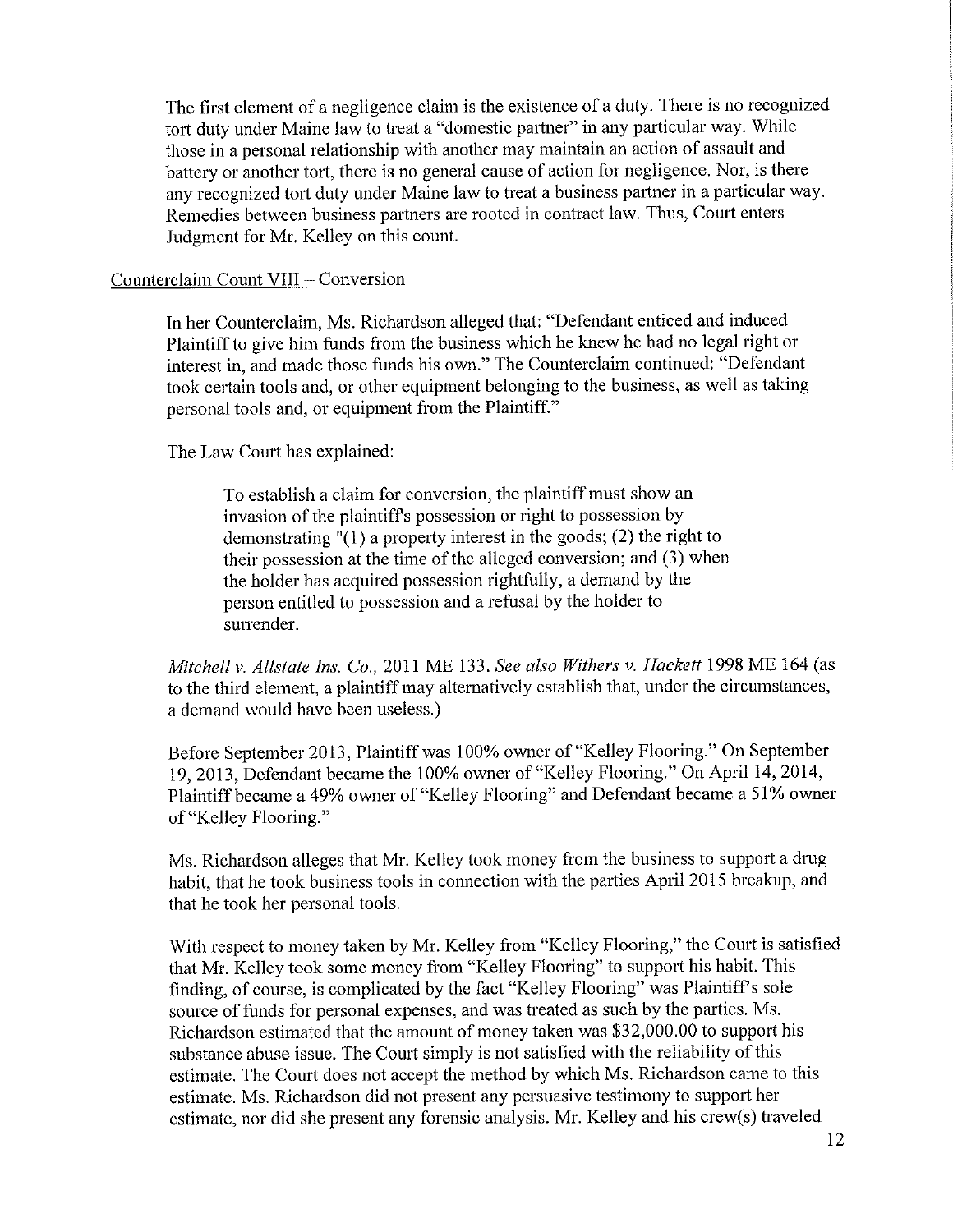The first element of a negligence claim is the existence of a duty. There is no recognized tort duty under Maine law to treat a "domestic partner" in any particular way. While those in a personal relationship with another may maintain an action of assault and battery or another tort, there is no general cause of action for negligence. Nor, is there any recognized tort duty under Maine law to treat a business partner in a particular way. Remedies between business partners are rooted in contract law. Thus, Court enters Judgment for Mr. Kelley on this count.

Counterclaim Count VIII – Conversion

In her Counterclaim, Ms. Richardson alleged that: "Defendant enticed and induced Plaintiff to give him funds from the business which he knew he had no legal right or interest in, and made those funds his own." The Counterclaim continued: "Defendant took certain tools and, or other equipment belonging to the business, as well as taking personal tools and, or equipment from the Plaintiff."

The Law Court has explained:

> To establish a claim for conversion, the plaintiff must show an invasion of the plaintiff's possession or right to possession by demonstrating "(1) a property interest in the goods; (2) the right to their possession at the time of the alleged conversion; and (3) when the holder has acquired possession rightfully, a demand by the person entitled to possession and a refusal by the holder to surrender.

*Mitchell v. Allstate Ins. Co.*, 2011 ME 133. *See also Withers v. Hackett* 1998 ME 164 (as to the third element, a plaintiff may alternatively establish that, under the circumstances, a demand would have been useless.)

Before September 2013, Plaintiff was 100% owner of "Kelley Flooring." On September 19, 2013, Defendant became the 100% owner of "Kelley Flooring." On April 14, 2014, Plaintiff became a 49% owner of "Kelley Flooring" and Defendant became a 51% owner of "Kelley Flooring."

Ms. Richardson alleges that Mr. Kelley took money from the business to support a drug habit, that he took business tools in connection with the parties April 2015 breakup, and that he took her personal tools.

With respect to money taken by Mr. Kelley from "Kelley Flooring," the Court is satisfied that Mr. Kelley took some money from "Kelley Flooring" to support his habit. This finding, of course, is complicated by the fact "Kelley Flooring" was Plaintiff's sole source of funds for personal expenses, and was treated as such by the parties. Ms. Richardson estimated that the amount of money taken was $32,000.00 to support his substance abuse issue. The Court simply is not satisfied with the reliability of this estimate. The Court does not accept the method by which Ms. Richardson came to this estimate. Ms. Richardson did not present any persuasive testimony to support her estimate, nor did she present any forensic analysis. Mr. Kelley and his crew(s) traveled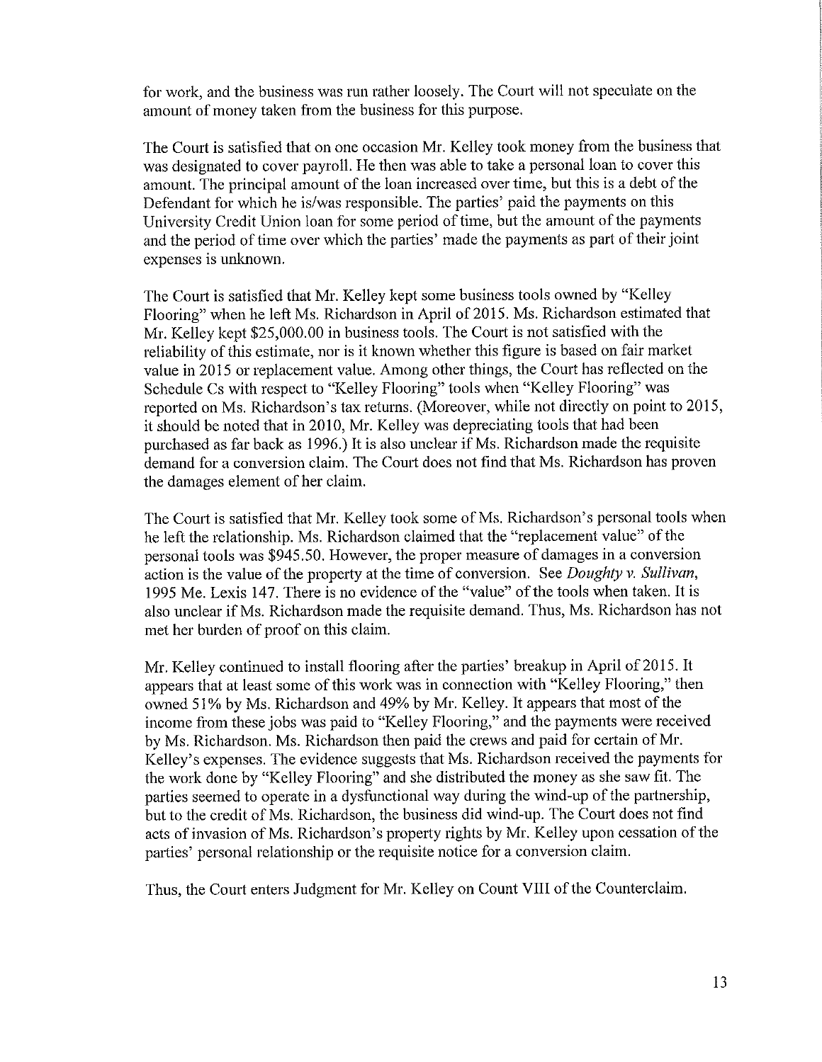for work, and the business was run rather loosely. The Court will not speculate on the amount of money taken from the business for this purpose.

The Court is satisfied that on one occasion Mr. Kelley took money from the business that was designated to cover payroll. He then was able to take a personal loan to cover this amount. The principal amount of the loan increased over time, but this is a debt of the Defendant for which he is/was responsible. The parties' paid the payments on this University Credit Union loan for some period of time, but the amount of the payments and the period of time over which the parties' made the payments as part of their joint expenses is unknown.

The Court is satisfied that Mr. Kelley kept some business tools owned by "Kelley Flooring" when he left Ms. Richardson in April of 2015. Ms. Richardson estimated that Mr. Kelley kept $25,000.00 in business tools. The Court is not satisfied with the reliability of this estimate, nor is it known whether this figure is based on fair market value in 2015 or replacement value. Among other things, the Court has reflected on the Schedule Cs with respect to "Kelley Flooring" tools when "Kelley Flooring" was reported on Ms. Richardson's tax returns. (Moreover, while not directly on point to 2015, it should be noted that in 2010, Mr. Kelley was depreciating tools that had been purchased as far back as 1996.) It is also unclear if Ms. Richardson made the requisite demand for a conversion claim. The Court does not find that Ms. Richardson has proven the damages element of her claim.

The Court is satisfied that Mr. Kelley took some of Ms. Richardson's personal tools when he left the relationship. Ms. Richardson claimed that the "replacement value" of the personal tools was $945.50. However, the proper measure of damages in a conversion action is the value of the property at the time of conversion. See *Doughty v. Sullivan*, 1995 Me. Lexis 147. There is no evidence of the "value" of the tools when taken. It is also unclear if Ms. Richardson made the requisite demand. Thus, Ms. Richardson has not met her burden of proof on this claim.

Mr. Kelley continued to install flooring after the parties' breakup in April of 2015. It appears that at least some of this work was in connection with "Kelley Flooring," then owned 51% by Ms. Richardson and 49% by Mr. Kelley. It appears that most of the income from these jobs was paid to "Kelley Flooring," and the payments were received by Ms. Richardson. Ms. Richardson then paid the crews and paid for certain of Mr. Kelley's expenses. The evidence suggests that Ms. Richardson received the payments for the work done by "Kelley Flooring" and she distributed the money as she saw fit. The parties seemed to operate in a dysfunctional way during the wind-up of the partnership, but to the credit of Ms. Richardson, the business did wind-up. The Court does not find acts of invasion of Ms. Richardson's property rights by Mr. Kelley upon cessation of the parties' personal relationship or the requisite notice for a conversion claim.

Thus, the Court enters Judgment for Mr. Kelley on Count VIII of the Counterclaim.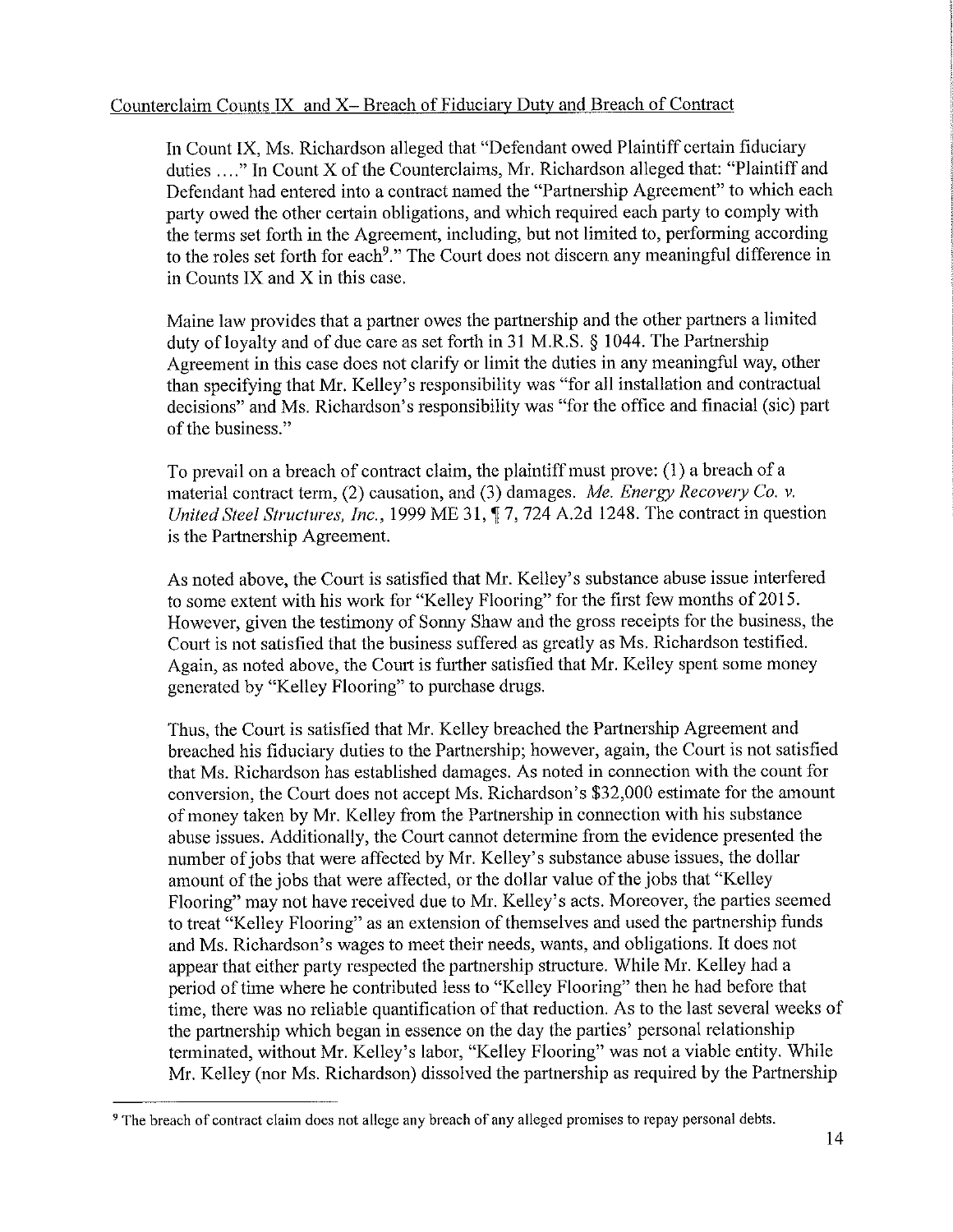Counterclaim Counts IX and X– Breach of Fiduciary Duty and Breach of Contract

In Count IX, Ms. Richardson alleged that "Defendant owed Plaintiff certain fiduciary duties ...." In Count X of the Counterclaims, Mr. Richardson alleged that: "Plaintiff and Defendant had entered into a contract named the "Partnership Agreement" to which each party owed the other certain obligations, and which required each party to comply with the terms set forth in the Agreement, including, but not limited to, performing according to the roles set forth for each[9]." The Court does not discern any meaningful difference in in Counts IX and X in this case.

Maine law provides that a partner owes the partnership and the other partners a limited duty of loyalty and of due care as set forth in 31 M.R.S. § 1044. The Partnership Agreement in this case does not clarify or limit the duties in any meaningful way, other than specifying that Mr. Kelley's responsibility was "for all installation and contractual decisions" and Ms. Richardson's responsibility was "for the office and finacial (sic) part of the business."

To prevail on a breach of contract claim, the plaintiff must prove: (1) a breach of a material contract term, (2) causation, and (3) damages. *Me. Energy Recovery Co. v. United Steel Structures, Inc.*, 1999 ME 31, ¶ 7, 724 A.2d 1248. The contract in question is the Partnership Agreement.

As noted above, the Court is satisfied that Mr. Kelley's substance abuse issue interfered to some extent with his work for "Kelley Flooring" for the first few months of 2015. However, given the testimony of Sonny Shaw and the gross receipts for the business, the Court is not satisfied that the business suffered as greatly as Ms. Richardson testified. Again, as noted above, the Court is further satisfied that Mr. Kelley spent some money generated by "Kelley Flooring" to purchase drugs.

Thus, the Court is satisfied that Mr. Kelley breached the Partnership Agreement and breached his fiduciary duties to the Partnership; however, again, the Court is not satisfied that Ms. Richardson has established damages. As noted in connection with the count for conversion, the Court does not accept Ms. Richardson's $32,000 estimate for the amount of money taken by Mr. Kelley from the Partnership in connection with his substance abuse issues. Additionally, the Court cannot determine from the evidence presented the number of jobs that were affected by Mr. Kelley's substance abuse issues, the dollar amount of the jobs that were affected, or the dollar value of the jobs that "Kelley Flooring" may not have received due to Mr. Kelley's acts. Moreover, the parties seemed to treat "Kelley Flooring" as an extension of themselves and used the partnership funds and Ms. Richardson's wages to meet their needs, wants, and obligations. It does not appear that either party respected the partnership structure. While Mr. Kelley had a period of time where he contributed less to "Kelley Flooring" then he had before that time, there was no reliable quantification of that reduction. As to the last several weeks of the partnership which began in essence on the day the parties' personal relationship terminated, without Mr. Kelley's labor, "Kelley Flooring" was not a viable entity. While Mr. Kelley (nor Ms. Richardson) dissolved the partnership as required by the Partnership

[9] The breach of contract claim does not allege any breach of any alleged promises to repay personal debts.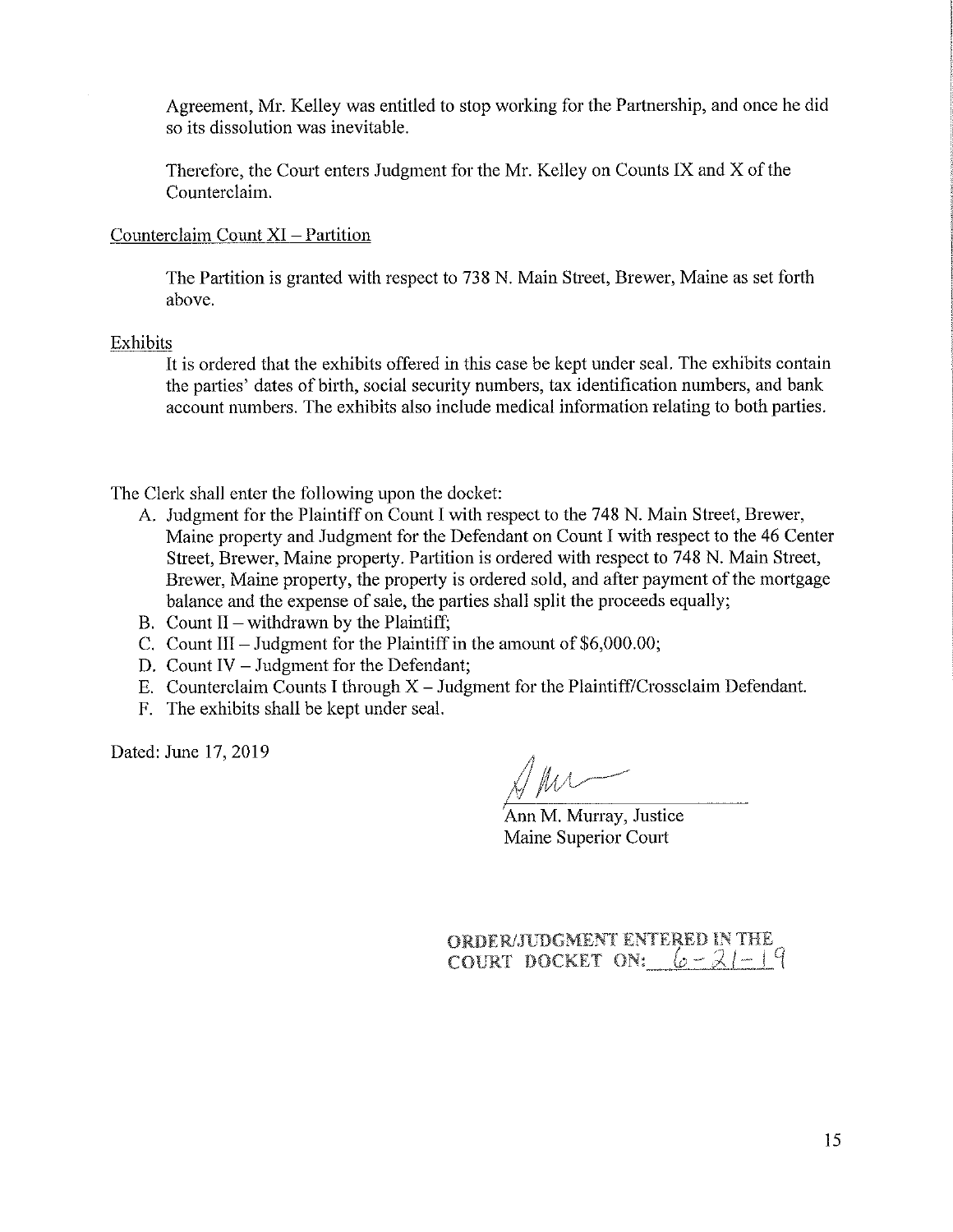Agreement, Mr. Kelley was entitled to stop working for the Partnership, and once he did so its dissolution was inevitable.

Therefore, the Court enters Judgment for the Mr. Kelley on Counts IX and X of the Counterclaim.

Counterclaim Count XI – Partition

The Partition is granted with respect to 738 N. Main Street, Brewer, Maine as set forth above.

Exhibits

It is ordered that the exhibits offered in this case be kept under seal. The exhibits contain the parties' dates of birth, social security numbers, tax identification numbers, and bank account numbers. The exhibits also include medical information relating to both parties.

The Clerk shall enter the following upon the docket:

A. Judgment for the Plaintiff on Count I with respect to the 748 N. Main Street, Brewer, Maine property and Judgment for the Defendant on Count I with respect to the 46 Center Street, Brewer, Maine property. Partition is ordered with respect to 748 N. Main Street, Brewer, Maine property, the property is ordered sold, and after payment of the mortgage balance and the expense of sale, the parties shall split the proceeds equally;
B. Count II – withdrawn by the Plaintiff;
C. Count III – Judgment for the Plaintiff in the amount of $6,000.00;
D. Count IV – Judgment for the Defendant;
E. Counterclaim Counts I through X – Judgment for the Plaintiff/Crossclaim Defendant.
F. The exhibits shall be kept under seal.

Dated: June 17, 2019

Ann M. Murray, Justice
Maine Superior Court

ORDER/JUDGMENT ENTERED IN THE COURT DOCKET ON: 6-21-19